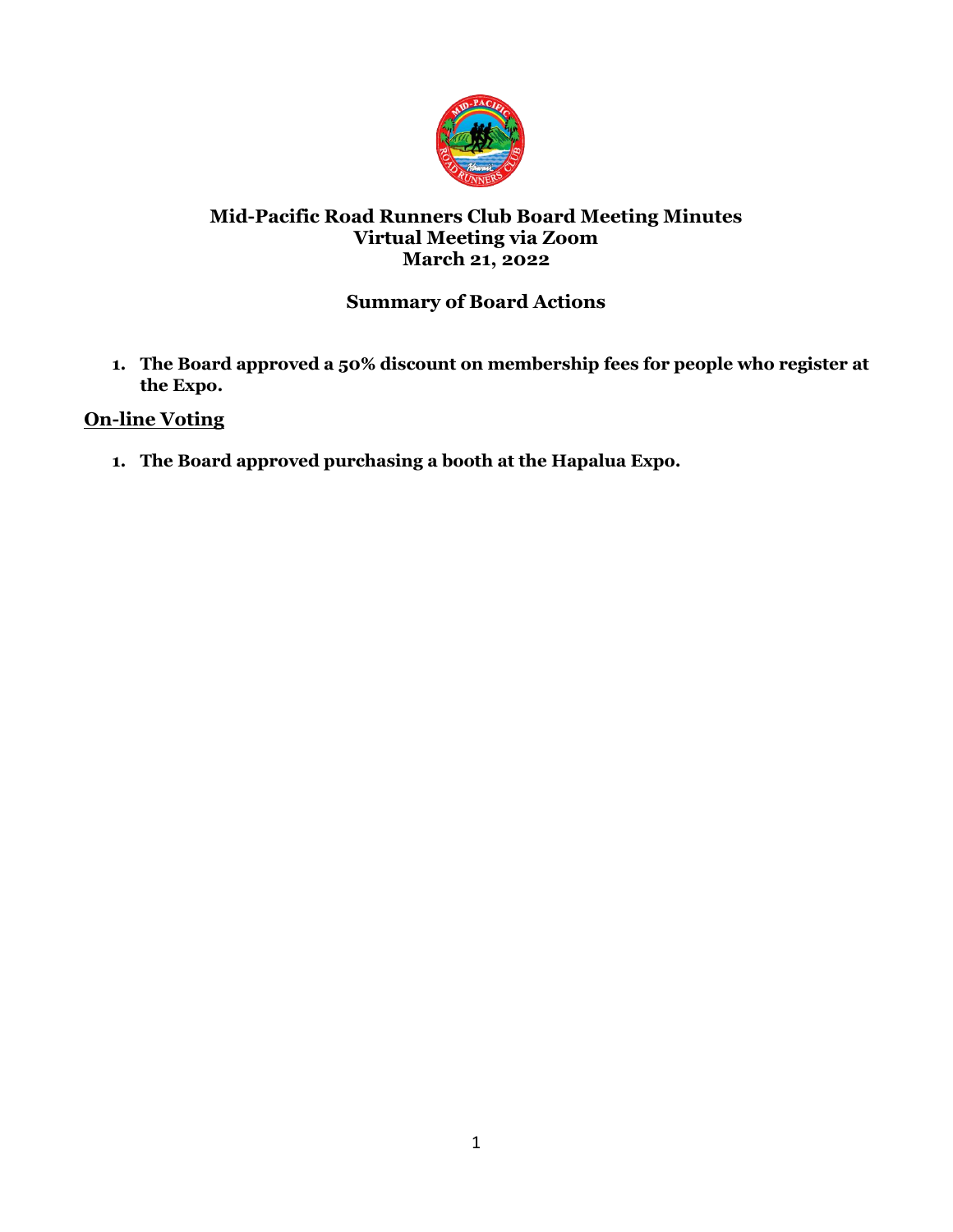# Mid-Pacific Road Runners Club Board Meeting Minutes
## Virtual Meeting via Zoom
## March 21, 2022

### Summary of Board Actions

1. **The Board approved a 50% discount on membership fees for people who register at the Expo.**

## On-line Voting

1. **The Board approved purchasing a booth at the Hapalua Expo.**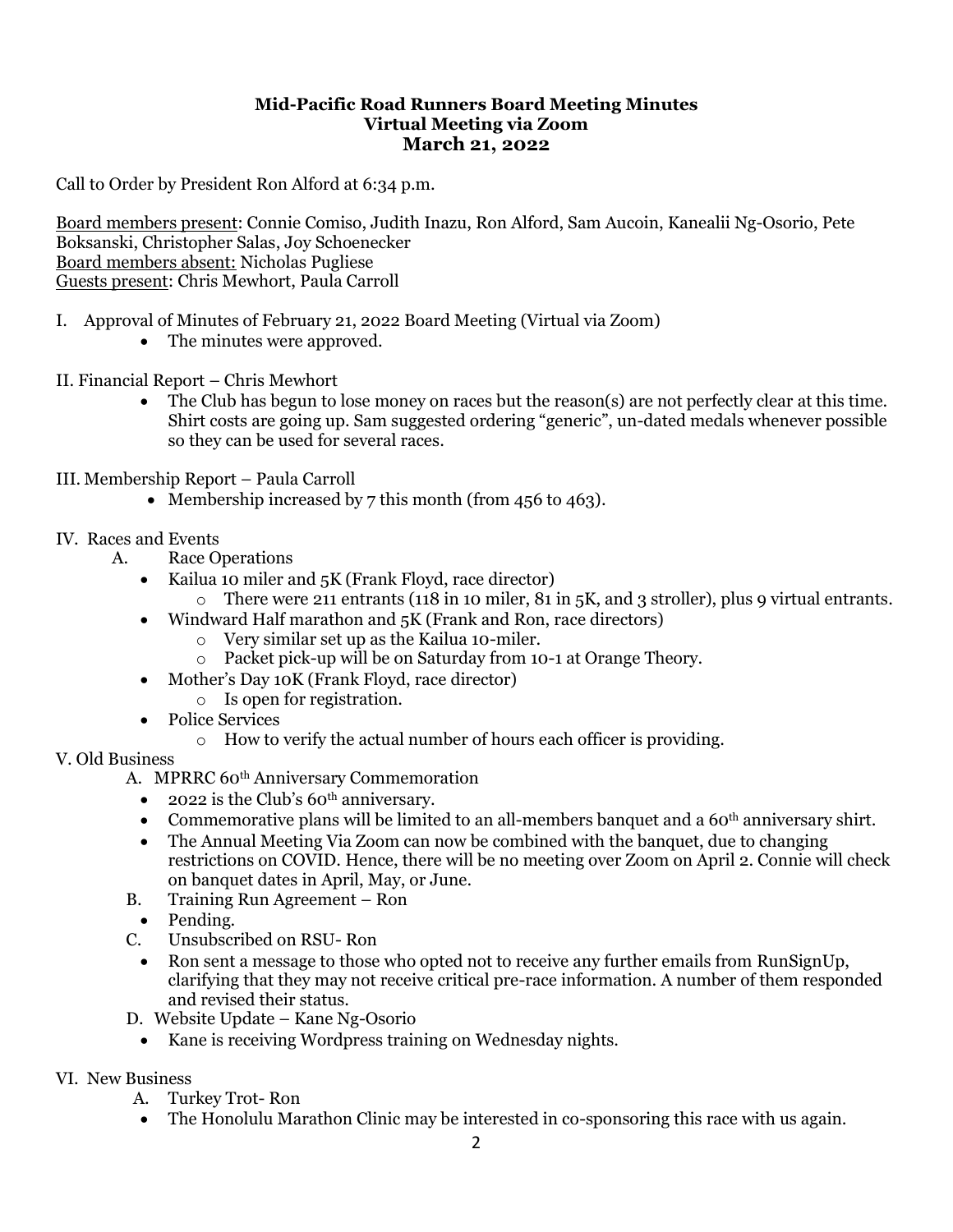**Mid-Pacific Road Runners Board Meeting Minutes**
**Virtual Meeting via Zoom**
**March 21, 2022**

Call to Order by President Ron Alford at 6:34 p.m.

Board members present: Connie Comiso, Judith Inazu, Ron Alford, Sam Aucoin, Kanealii Ng-Osorio, Pete Boksanski, Christopher Salas, Joy Schoenecker
Board members absent: Nicholas Pugliese
Guests present: Chris Mewhort, Paula Carroll

I. Approval of Minutes of February 21, 2022 Board Meeting (Virtual via Zoom)

- The minutes were approved.

II. Financial Report – Chris Mewhort

- The Club has begun to lose money on races but the reason(s) are not perfectly clear at this time. Shirt costs are going up. Sam suggested ordering "generic", un-dated medals whenever possible so they can be used for several races.

III. Membership Report – Paula Carroll

- Membership increased by 7 this month (from 456 to 463).

IV. Races and Events

A. Race Operations

- Kailua 10 miler and 5K (Frank Floyd, race director)
    - There were 211 entrants (118 in 10 miler, 81 in 5K, and 3 stroller), plus 9 virtual entrants.
- Windward Half marathon and 5K (Frank and Ron, race directors)
    - Very similar set up as the Kailua 10-miler.
    - Packet pick-up will be on Saturday from 10-1 at Orange Theory.
- Mother's Day 10K (Frank Floyd, race director)
    - Is open for registration.
- Police Services
    - How to verify the actual number of hours each officer is providing.

V. Old Business

A. MPRRC 60th Anniversary Commemoration

- 2022 is the Club's 60th anniversary.
- Commemorative plans will be limited to an all-members banquet and a 60th anniversary shirt.
- The Annual Meeting Via Zoom can now be combined with the banquet, due to changing restrictions on COVID. Hence, there will be no meeting over Zoom on April 2. Connie will check on banquet dates in April, May, or June.

B. Training Run Agreement – Ron

- Pending.

C. Unsubscribed on RSU- Ron

- Ron sent a message to those who opted not to receive any further emails from RunSignUp, clarifying that they may not receive critical pre-race information. A number of them responded and revised their status.

D. Website Update – Kane Ng-Osorio

- Kane is receiving Wordpress training on Wednesday nights.

VI. New Business

A. Turkey Trot- Ron

- The Honolulu Marathon Clinic may be interested in co-sponsoring this race with us again.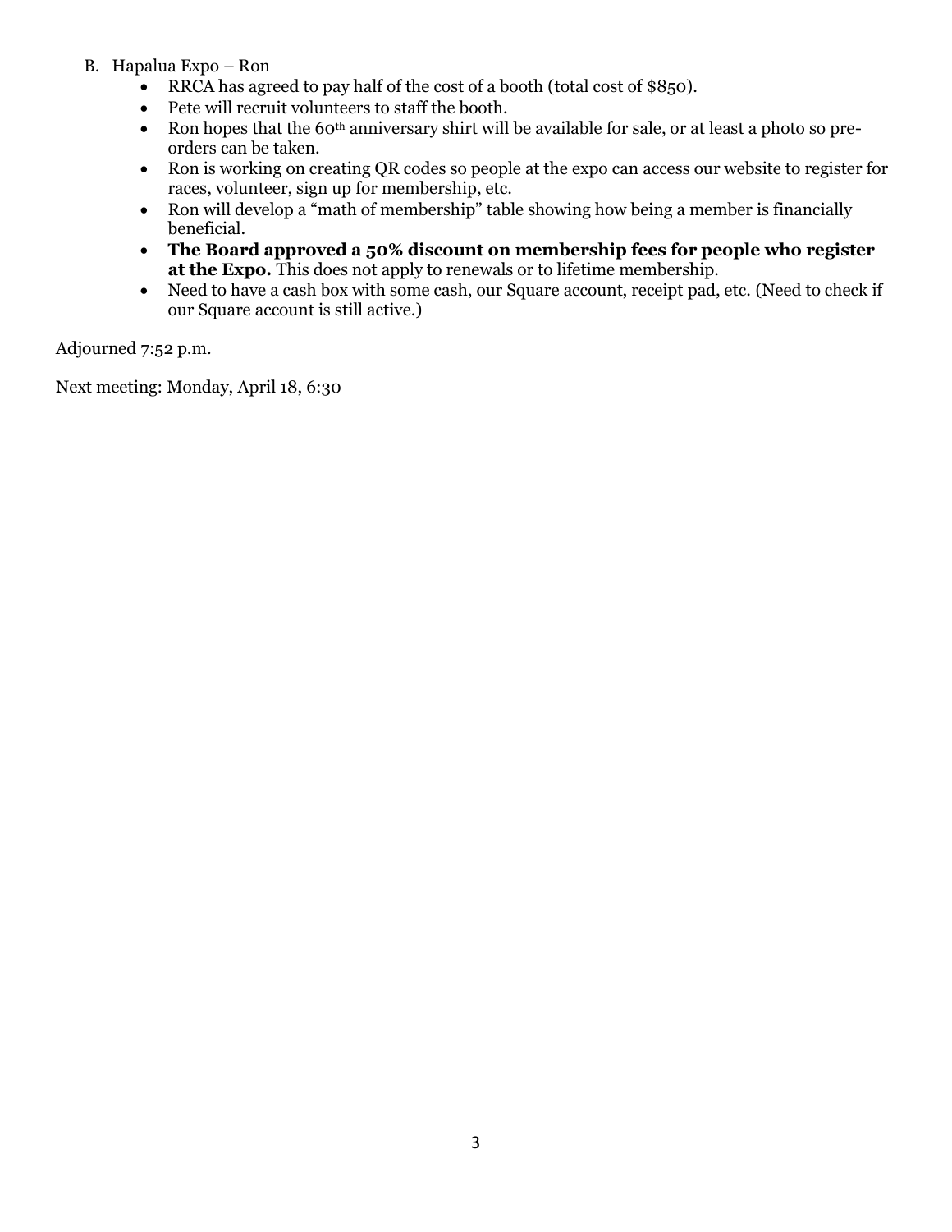B. Hapalua Expo – Ron

- RRCA has agreed to pay half of the cost of a booth (total cost of $850).
- Pete will recruit volunteers to staff the booth.
- Ron hopes that the 60th anniversary shirt will be available for sale, or at least a photo so pre-orders can be taken.
- Ron is working on creating QR codes so people at the expo can access our website to register for races, volunteer, sign up for membership, etc.
- Ron will develop a "math of membership" table showing how being a member is financially beneficial.
- **The Board approved a 50% discount on membership fees for people who register at the Expo.** This does not apply to renewals or to lifetime membership.
- Need to have a cash box with some cash, our Square account, receipt pad, etc. (Need to check if our Square account is still active.)

Adjourned 7:52 p.m.

Next meeting: Monday, April 18, 6:30